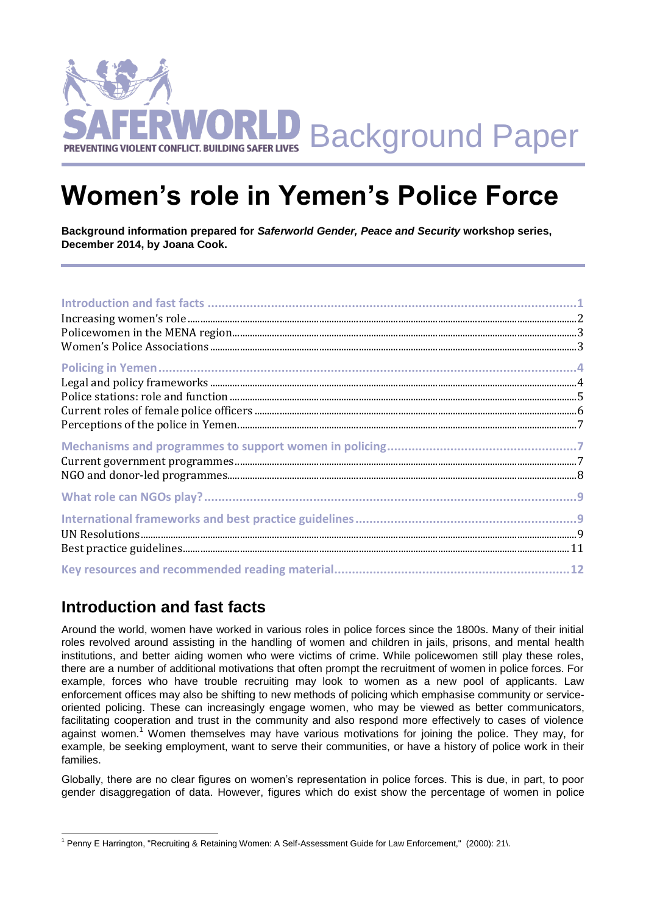SAFERWORLD Background Paper

PREVENTING VIOLENT CONFLICT. BUILDING SAFER LIVES

# Women's role in Yemen's Police Force

**Background information prepared for *Saferworld Gender, Peace and Security* workshop series, December 2014, by Joana Cook.**

- Introduction and fast facts ... 1
  - Increasing women's role ... 2
  - Policewomen in the MENA region ... 3
  - Women's Police Associations ... 3
- Policing in Yemen ... 4
  - Legal and policy frameworks ... 4
  - Police stations: role and function ... 5
  - Current roles of female police officers ... 6
  - Perceptions of the police in Yemen ... 7
- Mechanisms and programmes to support women in policing ... 7
  - Current government programmes ... 7
  - NGO and donor-led programmes ... 8
- What role can NGOs play? ... 9
- International frameworks and best practice guidelines ... 9
  - UN Resolutions ... 9
  - Best practice guidelines ... 11
- Key resources and recommended reading material ... 12

## Introduction and fast facts

Around the world, women have worked in various roles in police forces since the 1800s. Many of their initial roles revolved around assisting in the handling of women and children in jails, prisons, and mental health institutions, and better aiding women who were victims of crime. While policewomen still play these roles, there are a number of additional motivations that often prompt the recruitment of women in police forces. For example, forces who have trouble recruiting may look to women as a new pool of applicants. Law enforcement offices may also be shifting to new methods of policing which emphasise community or service-oriented policing. These can increasingly engage women, who may be viewed as better communicators, facilitating cooperation and trust in the community and also respond more effectively to cases of violence against women.[1] Women themselves may have various motivations for joining the police. They may, for example, be seeking employment, want to serve their communities, or have a history of police work in their families.

Globally, there are no clear figures on women's representation in police forces. This is due, in part, to poor gender disaggregation of data. However, figures which do exist show the percentage of women in police

---

[1] Penny E Harrington, "Recruiting & Retaining Women: A Self-Assessment Guide for Law Enforcement," (2000): 21\.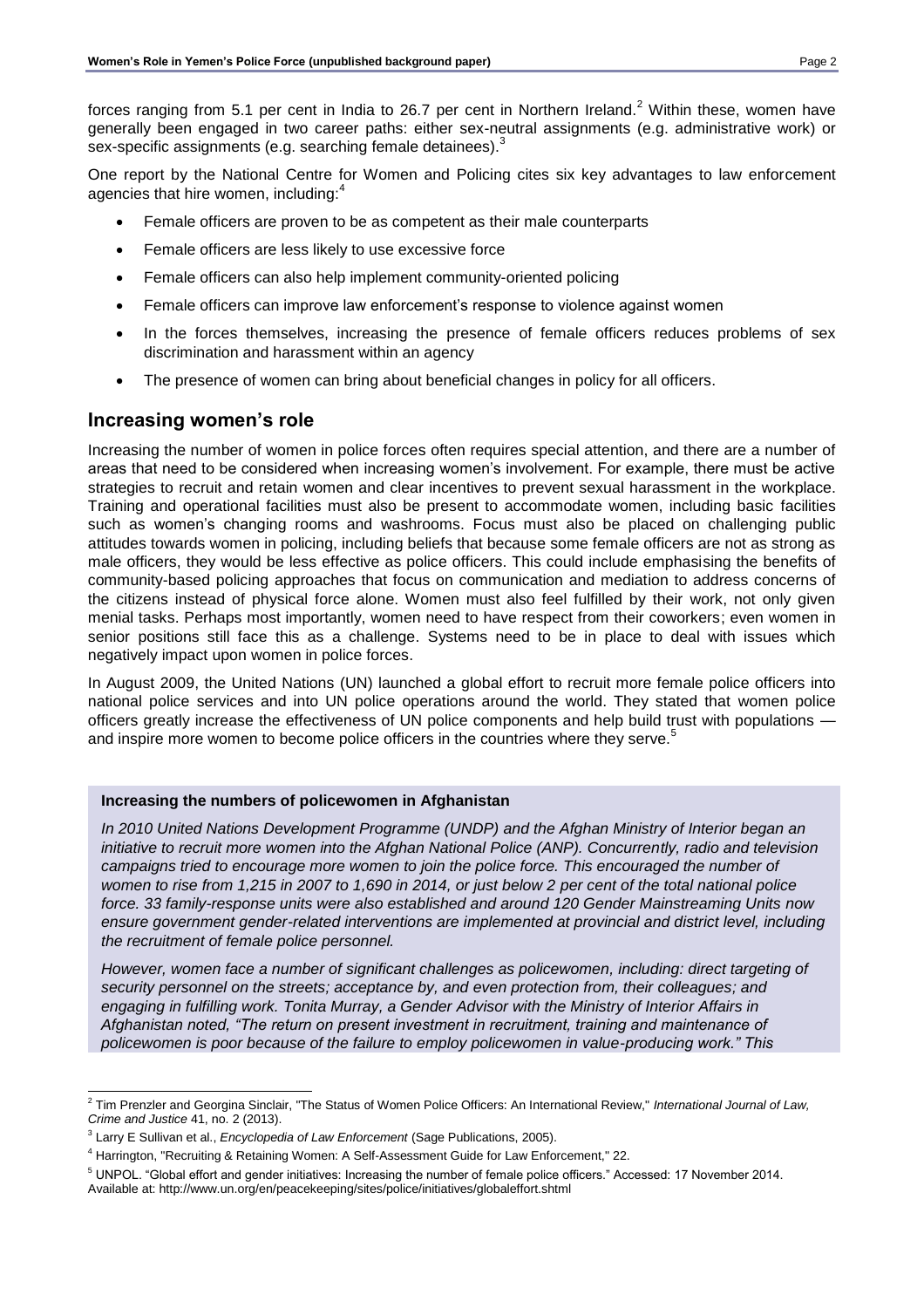forces ranging from 5.1 per cent in India to 26.7 per cent in Northern Ireland.[2] Within these, women have generally been engaged in two career paths: either sex-neutral assignments (e.g. administrative work) or sex-specific assignments (e.g. searching female detainees).[3]

One report by the National Centre for Women and Policing cites six key advantages to law enforcement agencies that hire women, including:[4]

- Female officers are proven to be as competent as their male counterparts
- Female officers are less likely to use excessive force
- Female officers can also help implement community-oriented policing
- Female officers can improve law enforcement's response to violence against women
- In the forces themselves, increasing the presence of female officers reduces problems of sex discrimination and harassment within an agency
- The presence of women can bring about beneficial changes in policy for all officers.

## Increasing women's role

Increasing the number of women in police forces often requires special attention, and there are a number of areas that need to be considered when increasing women's involvement. For example, there must be active strategies to recruit and retain women and clear incentives to prevent sexual harassment in the workplace. Training and operational facilities must also be present to accommodate women, including basic facilities such as women's changing rooms and washrooms. Focus must also be placed on challenging public attitudes towards women in policing, including beliefs that because some female officers are not as strong as male officers, they would be less effective as police officers. This could include emphasising the benefits of community-based policing approaches that focus on communication and mediation to address concerns of the citizens instead of physical force alone. Women must also feel fulfilled by their work, not only given menial tasks. Perhaps most importantly, women need to have respect from their coworkers; even women in senior positions still face this as a challenge. Systems need to be in place to deal with issues which negatively impact upon women in police forces.

In August 2009, the United Nations (UN) launched a global effort to recruit more female police officers into national police services and into UN police operations around the world. They stated that women police officers greatly increase the effectiveness of UN police components and help build trust with populations — and inspire more women to become police officers in the countries where they serve.[5]

**Increasing the numbers of policewomen in Afghanistan**

*In 2010 United Nations Development Programme (UNDP) and the Afghan Ministry of Interior began an initiative to recruit more women into the Afghan National Police (ANP). Concurrently, radio and television campaigns tried to encourage more women to join the police force. This encouraged the number of women to rise from 1,215 in 2007 to 1,690 in 2014, or just below 2 per cent of the total national police force. 33 family-response units were also established and around 120 Gender Mainstreaming Units now ensure government gender-related interventions are implemented at provincial and district level, including the recruitment of female police personnel.*

*However, women face a number of significant challenges as policewomen, including: direct targeting of security personnel on the streets; acceptance by, and even protection from, their colleagues; and engaging in fulfilling work. Tonita Murray, a Gender Advisor with the Ministry of Interior Affairs in Afghanistan noted, "The return on present investment in recruitment, training and maintenance of policewomen is poor because of the failure to employ policewomen in value-producing work." This*

---

[2] Tim Prenzler and Georgina Sinclair, "The Status of Women Police Officers: An International Review," *International Journal of Law, Crime and Justice* 41, no. 2 (2013).

[3] Larry E Sullivan et al., *Encyclopedia of Law Enforcement* (Sage Publications, 2005).

[4] Harrington, "Recruiting & Retaining Women: A Self-Assessment Guide for Law Enforcement," 22.

[5] UNPOL. "Global effort and gender initiatives: Increasing the number of female police officers." Accessed: 17 November 2014. Available at: http://www.un.org/en/peacekeeping/sites/police/initiatives/globaleffort.shtml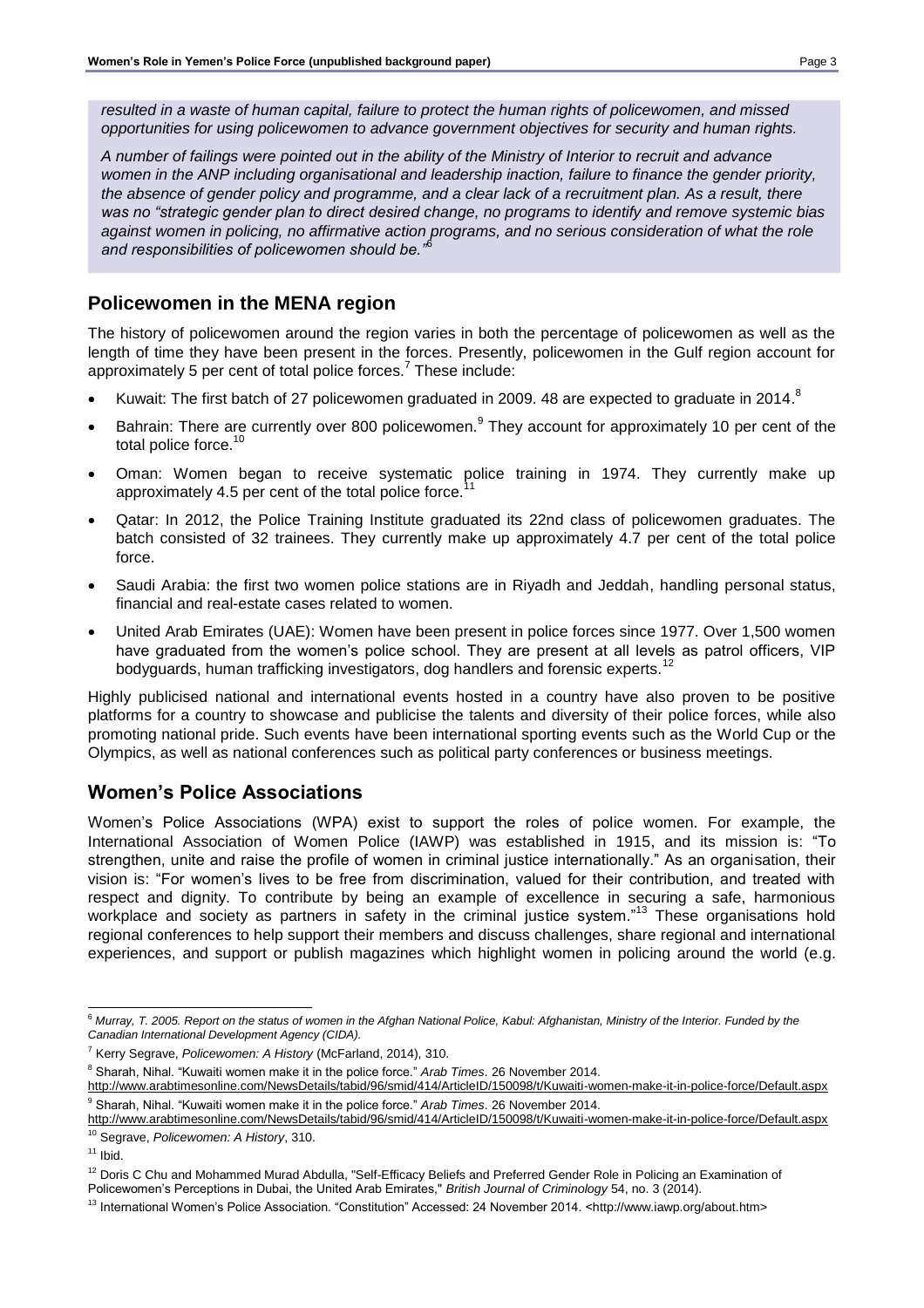*resulted in a waste of human capital, failure to protect the human rights of policewomen, and missed opportunities for using policewomen to advance government objectives for security and human rights.*

*A number of failings were pointed out in the ability of the Ministry of Interior to recruit and advance women in the ANP including organisational and leadership inaction, failure to finance the gender priority, the absence of gender policy and programme, and a clear lack of a recruitment plan. As a result, there was no "strategic gender plan to direct desired change, no programs to identify and remove systemic bias against women in policing, no affirmative action programs, and no serious consideration of what the role and responsibilities of policewomen should be."*[6]

## Policewomen in the MENA region

The history of policewomen around the region varies in both the percentage of policewomen as well as the length of time they have been present in the forces. Presently, policewomen in the Gulf region account for approximately 5 per cent of total police forces.[7] These include:

- Kuwait: The first batch of 27 policewomen graduated in 2009. 48 are expected to graduate in 2014.[8]
- Bahrain: There are currently over 800 policewomen.[9] They account for approximately 10 per cent of the total police force.[10]
- Oman: Women began to receive systematic police training in 1974. They currently make up approximately 4.5 per cent of the total police force.[11]
- Qatar: In 2012, the Police Training Institute graduated its 22nd class of policewomen graduates. The batch consisted of 32 trainees. They currently make up approximately 4.7 per cent of the total police force.
- Saudi Arabia: the first two women police stations are in Riyadh and Jeddah, handling personal status, financial and real-estate cases related to women.
- United Arab Emirates (UAE): Women have been present in police forces since 1977. Over 1,500 women have graduated from the women's police school. They are present at all levels as patrol officers, VIP bodyguards, human trafficking investigators, dog handlers and forensic experts.[12]

Highly publicised national and international events hosted in a country have also proven to be positive platforms for a country to showcase and publicise the talents and diversity of their police forces, while also promoting national pride. Such events have been international sporting events such as the World Cup or the Olympics, as well as national conferences such as political party conferences or business meetings.

## Women's Police Associations

Women's Police Associations (WPA) exist to support the roles of police women. For example, the International Association of Women Police (IAWP) was established in 1915, and its mission is: "To strengthen, unite and raise the profile of women in criminal justice internationally." As an organisation, their vision is: "For women's lives to be free from discrimination, valued for their contribution, and treated with respect and dignity. To contribute by being an example of excellence in securing a safe, harmonious workplace and society as partners in safety in the criminal justice system."[13] These organisations hold regional conferences to help support their members and discuss challenges, share regional and international experiences, and support or publish magazines which highlight women in policing around the world (e.g.

---

[6] *Murray, T. 2005. Report on the status of women in the Afghan National Police, Kabul: Afghanistan, Ministry of the Interior. Funded by the Canadian International Development Agency (CIDA).*

[7] Kerry Segrave, *Policewomen: A History* (McFarland, 2014), 310.

[8] Sharah, Nihal. "Kuwaiti women make it in the police force." *Arab Times*. 26 November 2014. http://www.arabtimesonline.com/NewsDetails/tabid/96/smid/414/ArticleID/150098/t/Kuwaiti-women-make-it-in-police-force/Default.aspx

[9] Sharah, Nihal. "Kuwaiti women make it in the police force." *Arab Times*. 26 November 2014. http://www.arabtimesonline.com/NewsDetails/tabid/96/smid/414/ArticleID/150098/t/Kuwaiti-women-make-it-in-police-force/Default.aspx

[10] Segrave, *Policewomen: A History*, 310.

[11] Ibid.

[12] Doris C Chu and Mohammed Murad Abdulla, "Self-Efficacy Beliefs and Preferred Gender Role in Policing an Examination of Policewomen's Perceptions in Dubai, the United Arab Emirates," *British Journal of Criminology* 54, no. 3 (2014).

[13] International Women's Police Association. "Constitution" Accessed: 24 November 2014. <http://www.iawp.org/about.htm>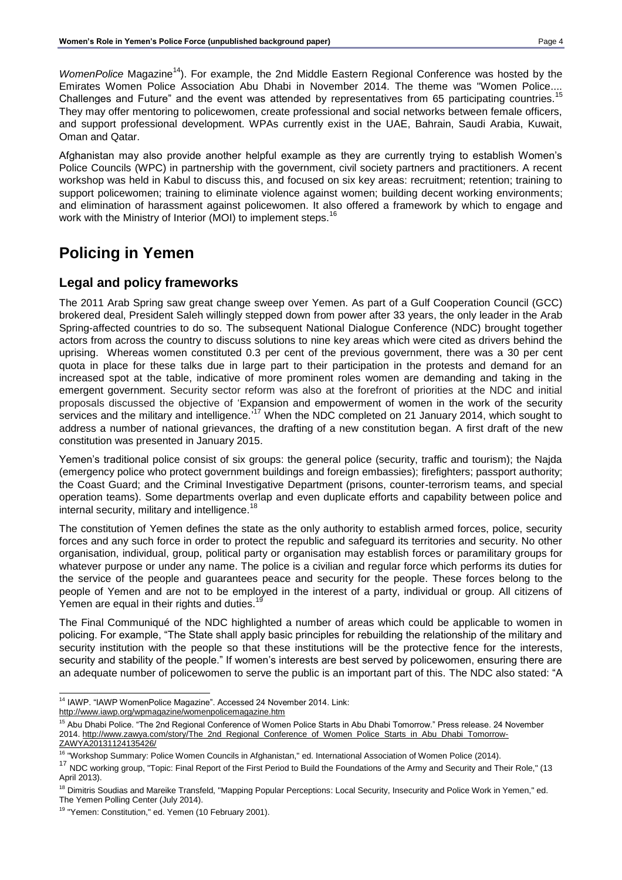*WomenPolice* Magazine[14]). For example, the 2nd Middle Eastern Regional Conference was hosted by the Emirates Women Police Association Abu Dhabi in November 2014. The theme was "Women Police.... Challenges and Future" and the event was attended by representatives from 65 participating countries.[15] They may offer mentoring to policewomen, create professional and social networks between female officers, and support professional development. WPAs currently exist in the UAE, Bahrain, Saudi Arabia, Kuwait, Oman and Qatar.

Afghanistan may also provide another helpful example as they are currently trying to establish Women's Police Councils (WPC) in partnership with the government, civil society partners and practitioners. A recent workshop was held in Kabul to discuss this, and focused on six key areas: recruitment; retention; training to support policewomen; training to eliminate violence against women; building decent working environments; and elimination of harassment against policewomen. It also offered a framework by which to engage and work with the Ministry of Interior (MOI) to implement steps.[16]

# Policing in Yemen

## Legal and policy frameworks

The 2011 Arab Spring saw great change sweep over Yemen. As part of a Gulf Cooperation Council (GCC) brokered deal, President Saleh willingly stepped down from power after 33 years, the only leader in the Arab Spring-affected countries to do so. The subsequent National Dialogue Conference (NDC) brought together actors from across the country to discuss solutions to nine key areas which were cited as drivers behind the uprising. Whereas women constituted 0.3 per cent of the previous government, there was a 30 per cent quota in place for these talks due in large part to their participation in the protests and demand for an increased spot at the table, indicative of more prominent roles women are demanding and taking in the emergent government. Security sector reform was also at the forefront of priorities at the NDC and initial proposals discussed the objective of 'Expansion and empowerment of women in the work of the security services and the military and intelligence.'[17] When the NDC completed on 21 January 2014, which sought to address a number of national grievances, the drafting of a new constitution began. A first draft of the new constitution was presented in January 2015.

Yemen's traditional police consist of six groups: the general police (security, traffic and tourism); the Najda (emergency police who protect government buildings and foreign embassies); firefighters; passport authority; the Coast Guard; and the Criminal Investigative Department (prisons, counter-terrorism teams, and special operation teams). Some departments overlap and even duplicate efforts and capability between police and internal security, military and intelligence.[18]

The constitution of Yemen defines the state as the only authority to establish armed forces, police, security forces and any such force in order to protect the republic and safeguard its territories and security. No other organisation, individual, group, political party or organisation may establish forces or paramilitary groups for whatever purpose or under any name. The police is a civilian and regular force which performs its duties for the service of the people and guarantees peace and security for the people. These forces belong to the people of Yemen and are not to be employed in the interest of a party, individual or group. All citizens of Yemen are equal in their rights and duties.[19]

The Final Communiqué of the NDC highlighted a number of areas which could be applicable to women in policing. For example, "The State shall apply basic principles for rebuilding the relationship of the military and security institution with the people so that these institutions will be the protective fence for the interests, security and stability of the people." If women's interests are best served by policewomen, ensuring there are an adequate number of policewomen to serve the public is an important part of this. The NDC also stated: "A

---

[14] IAWP. "IAWP WomenPolice Magazine". Accessed 24 November 2014. Link: http://www.iawp.org/wpmagazine/womenpolicemagazine.htm

[15] Abu Dhabi Police. "The 2nd Regional Conference of Women Police Starts in Abu Dhabi Tomorrow." Press release. 24 November 2014. http://www.zawya.com/story/The_2nd_Regional_Conference_of_Women_Police_Starts_in_Abu_Dhabi_Tomorrow-ZAWYA20131124135426/

[16] "Workshop Summary: Police Women Councils in Afghanistan," ed. International Association of Women Police (2014).

[17] NDC working group, "Topic: Final Report of the First Period to Build the Foundations of the Army and Security and Their Role," (13 April 2013).

[18] Dimitris Soudias and Mareike Transfeld, "Mapping Popular Perceptions: Local Security, Insecurity and Police Work in Yemen," ed. The Yemen Polling Center (July 2014).

[19] "Yemen: Constitution," ed. Yemen (10 February 2001).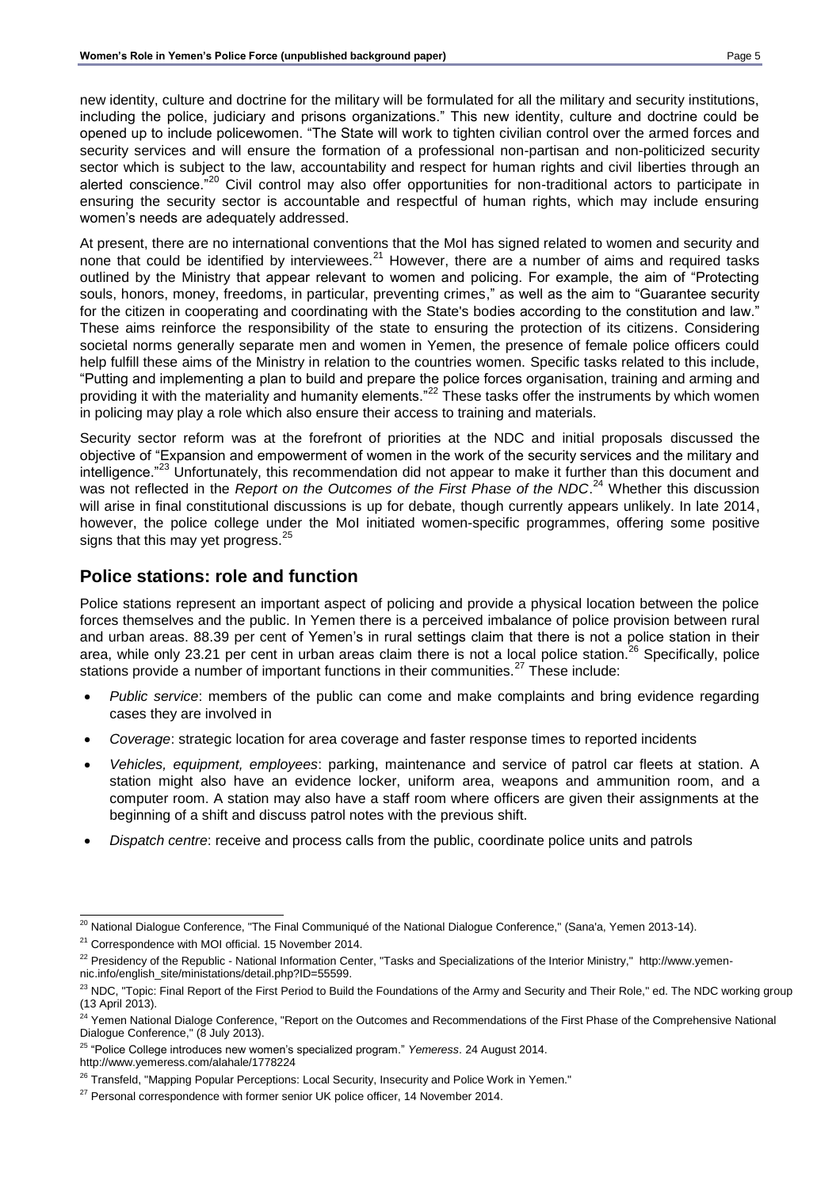new identity, culture and doctrine for the military will be formulated for all the military and security institutions, including the police, judiciary and prisons organizations." This new identity, culture and doctrine could be opened up to include policewomen. "The State will work to tighten civilian control over the armed forces and security services and will ensure the formation of a professional non-partisan and non-politicized security sector which is subject to the law, accountability and respect for human rights and civil liberties through an alerted conscience."[20] Civil control may also offer opportunities for non-traditional actors to participate in ensuring the security sector is accountable and respectful of human rights, which may include ensuring women's needs are adequately addressed.

At present, there are no international conventions that the MoI has signed related to women and security and none that could be identified by interviewees.[21] However, there are a number of aims and required tasks outlined by the Ministry that appear relevant to women and policing. For example, the aim of "Protecting souls, honors, money, freedoms, in particular, preventing crimes," as well as the aim to "Guarantee security for the citizen in cooperating and coordinating with the State's bodies according to the constitution and law." These aims reinforce the responsibility of the state to ensuring the protection of its citizens. Considering societal norms generally separate men and women in Yemen, the presence of female police officers could help fulfill these aims of the Ministry in relation to the countries women. Specific tasks related to this include, "Putting and implementing a plan to build and prepare the police forces organisation, training and arming and providing it with the materiality and humanity elements."[22] These tasks offer the instruments by which women in policing may play a role which also ensure their access to training and materials.

Security sector reform was at the forefront of priorities at the NDC and initial proposals discussed the objective of "Expansion and empowerment of women in the work of the security services and the military and intelligence."[23] Unfortunately, this recommendation did not appear to make it further than this document and was not reflected in the *Report on the Outcomes of the First Phase of the NDC*.[24] Whether this discussion will arise in final constitutional discussions is up for debate, though currently appears unlikely. In late 2014, however, the police college under the MoI initiated women-specific programmes, offering some positive signs that this may yet progress.[25]

## Police stations: role and function

Police stations represent an important aspect of policing and provide a physical location between the police forces themselves and the public. In Yemen there is a perceived imbalance of police provision between rural and urban areas. 88.39 per cent of Yemen's in rural settings claim that there is not a police station in their area, while only 23.21 per cent in urban areas claim there is not a local police station.[26] Specifically, police stations provide a number of important functions in their communities.[27] These include:

- *Public service*: members of the public can come and make complaints and bring evidence regarding cases they are involved in
- *Coverage*: strategic location for area coverage and faster response times to reported incidents
- *Vehicles, equipment, employees*: parking, maintenance and service of patrol car fleets at station. A station might also have an evidence locker, uniform area, weapons and ammunition room, and a computer room. A station may also have a staff room where officers are given their assignments at the beginning of a shift and discuss patrol notes with the previous shift.
- *Dispatch centre*: receive and process calls from the public, coordinate police units and patrols

---

[20] National Dialogue Conference, "The Final Communiqué of the National Dialogue Conference," (Sana'a, Yemen 2013-14).

[21] Correspondence with MOI official. 15 November 2014.

[22] Presidency of the Republic - National Information Center, "Tasks and Specializations of the Interior Ministry," http://www.yemen-nic.info/english_site/ministations/detail.php?ID=55599.

[23] NDC, "Topic: Final Report of the First Period to Build the Foundations of the Army and Security and Their Role," ed. The NDC working group (13 April 2013).

[24] Yemen National Dialoge Conference, "Report on the Outcomes and Recommendations of the First Phase of the Comprehensive National Dialogue Conference," (8 July 2013).

[25] "Police College introduces new women's specialized program." *Yemeress*. 24 August 2014. http://www.yemeress.com/alahale/1778224

[26] Transfeld, "Mapping Popular Perceptions: Local Security, Insecurity and Police Work in Yemen."

[27] Personal correspondence with former senior UK police officer, 14 November 2014.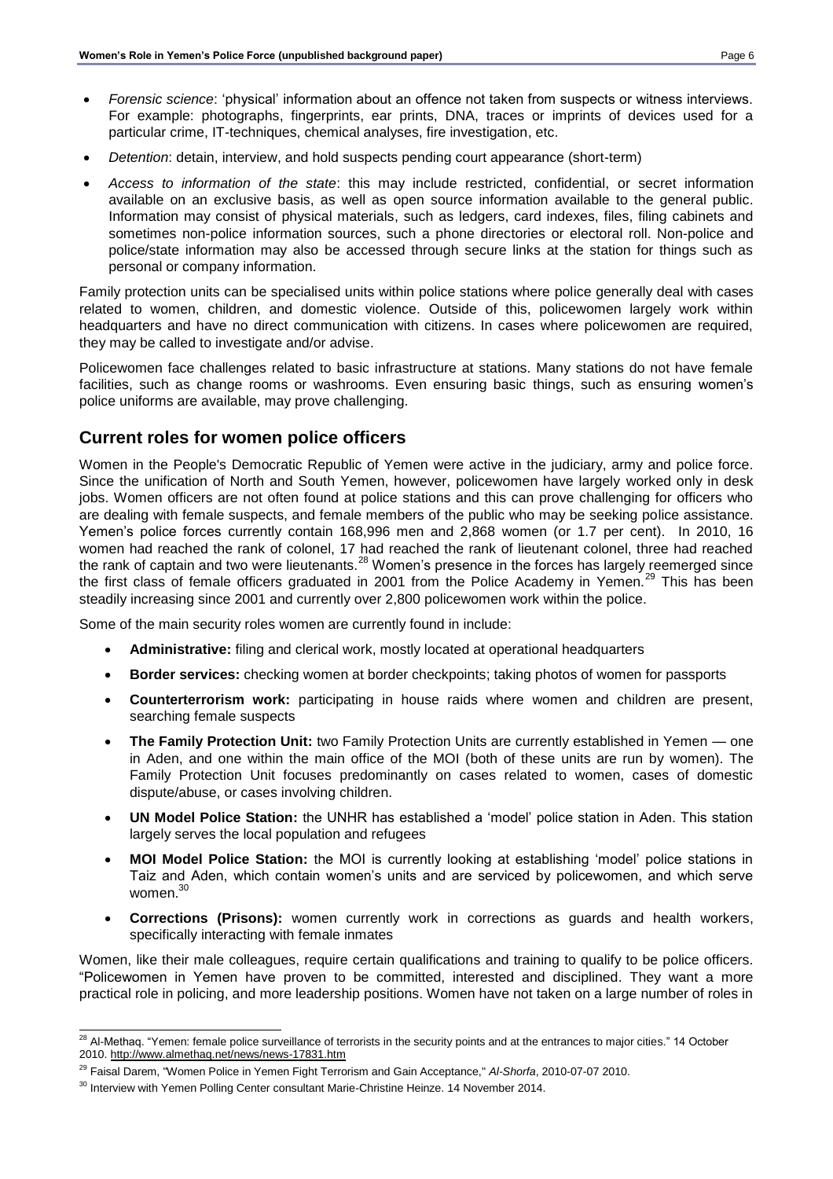- *Forensic science*: 'physical' information about an offence not taken from suspects or witness interviews. For example: photographs, fingerprints, ear prints, DNA, traces or imprints of devices used for a particular crime, IT-techniques, chemical analyses, fire investigation, etc.
- *Detention*: detain, interview, and hold suspects pending court appearance (short-term)
- *Access to information of the state*: this may include restricted, confidential, or secret information available on an exclusive basis, as well as open source information available to the general public. Information may consist of physical materials, such as ledgers, card indexes, files, filing cabinets and sometimes non-police information sources, such a phone directories or electoral roll. Non-police and police/state information may also be accessed through secure links at the station for things such as personal or company information.

Family protection units can be specialised units within police stations where police generally deal with cases related to women, children, and domestic violence. Outside of this, policewomen largely work within headquarters and have no direct communication with citizens. In cases where policewomen are required, they may be called to investigate and/or advise.

Policewomen face challenges related to basic infrastructure at stations. Many stations do not have female facilities, such as change rooms or washrooms. Even ensuring basic things, such as ensuring women's police uniforms are available, may prove challenging.

## Current roles for women police officers

Women in the People's Democratic Republic of Yemen were active in the judiciary, army and police force. Since the unification of North and South Yemen, however, policewomen have largely worked only in desk jobs. Women officers are not often found at police stations and this can prove challenging for officers who are dealing with female suspects, and female members of the public who may be seeking police assistance. Yemen's police forces currently contain 168,996 men and 2,868 women (or 1.7 per cent). In 2010, 16 women had reached the rank of colonel, 17 had reached the rank of lieutenant colonel, three had reached the rank of captain and two were lieutenants.[28] Women's presence in the forces has largely reemerged since the first class of female officers graduated in 2001 from the Police Academy in Yemen.[29] This has been steadily increasing since 2001 and currently over 2,800 policewomen work within the police.

Some of the main security roles women are currently found in include:

- **Administrative:** filing and clerical work, mostly located at operational headquarters
- **Border services:** checking women at border checkpoints; taking photos of women for passports
- **Counterterrorism work:** participating in house raids where women and children are present, searching female suspects
- **The Family Protection Unit:** two Family Protection Units are currently established in Yemen — one in Aden, and one within the main office of the MOI (both of these units are run by women). The Family Protection Unit focuses predominantly on cases related to women, cases of domestic dispute/abuse, or cases involving children.
- **UN Model Police Station:** the UNHR has established a 'model' police station in Aden. This station largely serves the local population and refugees
- **MOI Model Police Station:** the MOI is currently looking at establishing 'model' police stations in Taiz and Aden, which contain women's units and are serviced by policewomen, and which serve women.[30]
- **Corrections (Prisons):** women currently work in corrections as guards and health workers, specifically interacting with female inmates

Women, like their male colleagues, require certain qualifications and training to qualify to be police officers. "Policewomen in Yemen have proven to be committed, interested and disciplined. They want a more practical role in policing, and more leadership positions. Women have not taken on a large number of roles in

[28] Al-Methaq. "Yemen: female police surveillance of terrorists in the security points and at the entrances to major cities." 14 October 2010. http://www.almethaq.net/news/news-17831.htm

[29] Faisal Darem, "Women Police in Yemen Fight Terrorism and Gain Acceptance," *Al-Shorfa*, 2010-07-07 2010.

[30] Interview with Yemen Polling Center consultant Marie-Christine Heinze. 14 November 2014.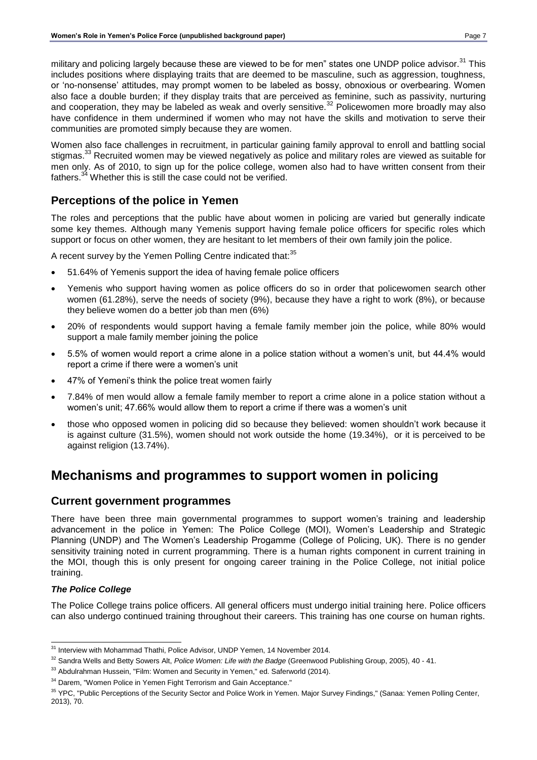military and policing largely because these are viewed to be for men" states one UNDP police advisor.[31] This includes positions where displaying traits that are deemed to be masculine, such as aggression, toughness, or 'no-nonsense' attitudes, may prompt women to be labeled as bossy, obnoxious or overbearing. Women also face a double burden; if they display traits that are perceived as feminine, such as passivity, nurturing and cooperation, they may be labeled as weak and overly sensitive.[32] Policewomen more broadly may also have confidence in them undermined if women who may not have the skills and motivation to serve their communities are promoted simply because they are women.

Women also face challenges in recruitment, in particular gaining family approval to enroll and battling social stigmas.[33] Recruited women may be viewed negatively as police and military roles are viewed as suitable for men only. As of 2010, to sign up for the police college, women also had to have written consent from their fathers.[34] Whether this is still the case could not be verified.

## Perceptions of the police in Yemen

The roles and perceptions that the public have about women in policing are varied but generally indicate some key themes. Although many Yemenis support having female police officers for specific roles which support or focus on other women, they are hesitant to let members of their own family join the police.

A recent survey by the Yemen Polling Centre indicated that:[35]

- 51.64% of Yemenis support the idea of having female police officers
- Yemenis who support having women as police officers do so in order that policewomen search other women (61.28%), serve the needs of society (9%), because they have a right to work (8%), or because they believe women do a better job than men (6%)
- 20% of respondents would support having a female family member join the police, while 80% would support a male family member joining the police
- 5.5% of women would report a crime alone in a police station without a women's unit, but 44.4% would report a crime if there were a women's unit
- 47% of Yemeni's think the police treat women fairly
- 7.84% of men would allow a female family member to report a crime alone in a police station without a women's unit; 47.66% would allow them to report a crime if there was a women's unit
- those who opposed women in policing did so because they believed: women shouldn't work because it is against culture (31.5%), women should not work outside the home (19.34%), or it is perceived to be against religion (13.74%).

# Mechanisms and programmes to support women in policing

## Current government programmes

There have been three main governmental programmes to support women's training and leadership advancement in the police in Yemen: The Police College (MOI), Women's Leadership and Strategic Planning (UNDP) and The Women's Leadership Progamme (College of Policing, UK). There is no gender sensitivity training noted in current programming. There is a human rights component in current training in the MOI, though this is only present for ongoing career training in the Police College, not initial police training.

### *The Police College*

The Police College trains police officers. All general officers must undergo initial training here. Police officers can also undergo continued training throughout their careers. This training has one course on human rights.

---

[31] Interview with Mohammad Thathi, Police Advisor, UNDP Yemen, 14 November 2014.

[32] Sandra Wells and Betty Sowers Alt, *Police Women: Life with the Badge* (Greenwood Publishing Group, 2005), 40 - 41.

[33] Abdulrahman Hussein, "Film: Women and Security in Yemen," ed. Saferworld (2014).

[34] Darem, "Women Police in Yemen Fight Terrorism and Gain Acceptance."

[35] YPC, "Public Perceptions of the Security Sector and Police Work in Yemen. Major Survey Findings," (Sanaa: Yemen Polling Center, 2013), 70.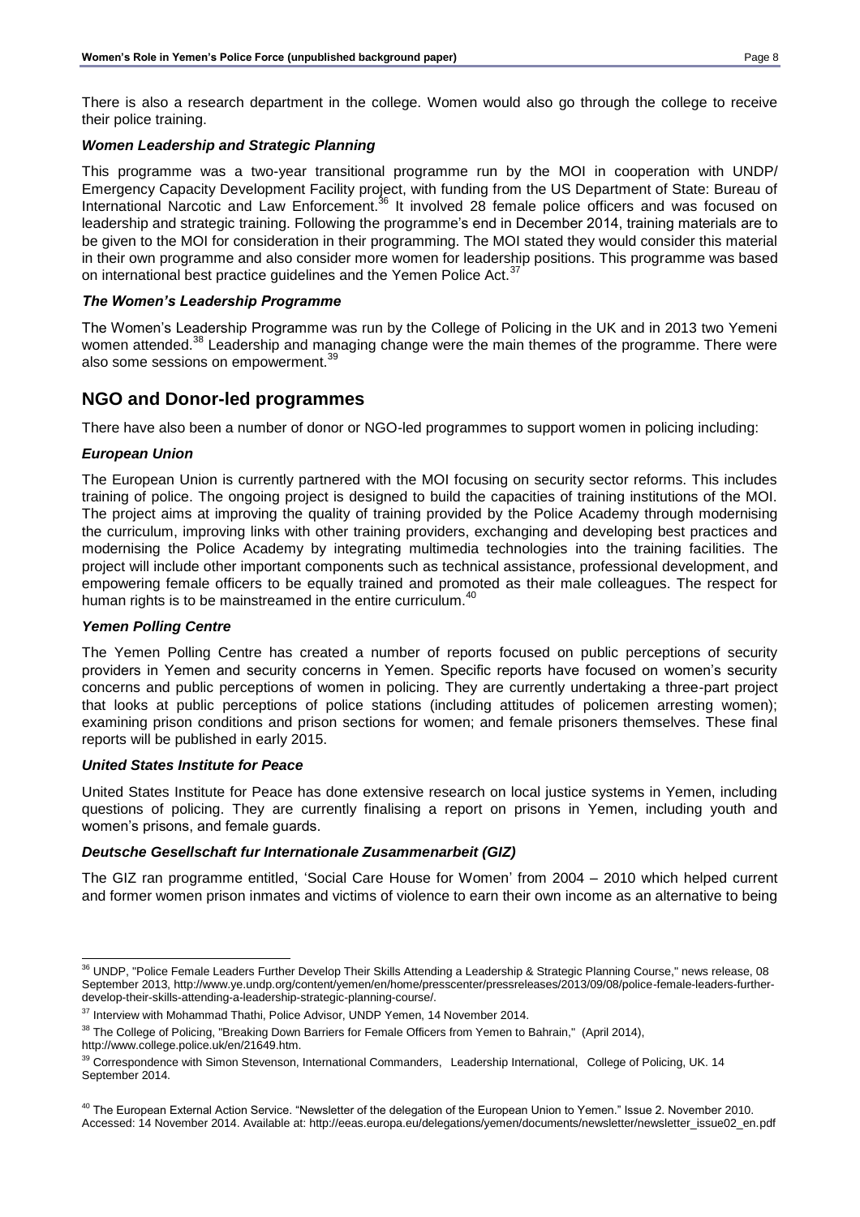There is also a research department in the college. Women would also go through the college to receive their police training.

### *Women Leadership and Strategic Planning*

This programme was a two-year transitional programme run by the MOI in cooperation with UNDP/ Emergency Capacity Development Facility project, with funding from the US Department of State: Bureau of International Narcotic and Law Enforcement.[36] It involved 28 female police officers and was focused on leadership and strategic training. Following the programme's end in December 2014, training materials are to be given to the MOI for consideration in their programming. The MOI stated they would consider this material in their own programme and also consider more women for leadership positions. This programme was based on international best practice guidelines and the Yemen Police Act.[37]

### *The Women's Leadership Programme*

The Women's Leadership Programme was run by the College of Policing in the UK and in 2013 two Yemeni women attended.[38] Leadership and managing change were the main themes of the programme. There were also some sessions on empowerment.[39]

## NGO and Donor-led programmes

There have also been a number of donor or NGO-led programmes to support women in policing including:

### *European Union*

The European Union is currently partnered with the MOI focusing on security sector reforms. This includes training of police. The ongoing project is designed to build the capacities of training institutions of the MOI. The project aims at improving the quality of training provided by the Police Academy through modernising the curriculum, improving links with other training providers, exchanging and developing best practices and modernising the Police Academy by integrating multimedia technologies into the training facilities. The project will include other important components such as technical assistance, professional development, and empowering female officers to be equally trained and promoted as their male colleagues. The respect for human rights is to be mainstreamed in the entire curriculum.[40]

### *Yemen Polling Centre*

The Yemen Polling Centre has created a number of reports focused on public perceptions of security providers in Yemen and security concerns in Yemen. Specific reports have focused on women's security concerns and public perceptions of women in policing. They are currently undertaking a three-part project that looks at public perceptions of police stations (including attitudes of policemen arresting women); examining prison conditions and prison sections for women; and female prisoners themselves. These final reports will be published in early 2015.

### *United States Institute for Peace*

United States Institute for Peace has done extensive research on local justice systems in Yemen, including questions of policing. They are currently finalising a report on prisons in Yemen, including youth and women's prisons, and female guards.

### *Deutsche Gesellschaft fur Internationale Zusammenarbeit (GIZ)*

The GIZ ran programme entitled, 'Social Care House for Women' from 2004 – 2010 which helped current and former women prison inmates and victims of violence to earn their own income as an alternative to being

---

[36] UNDP, "Police Female Leaders Further Develop Their Skills Attending a Leadership & Strategic Planning Course," news release, 08 September 2013, http://www.ye.undp.org/content/yemen/en/home/presscenter/pressreleases/2013/09/08/police-female-leaders-further-develop-their-skills-attending-a-leadership-strategic-planning-course/.

[37] Interview with Mohammad Thathi, Police Advisor, UNDP Yemen, 14 November 2014.

[38] The College of Policing, "Breaking Down Barriers for Female Officers from Yemen to Bahrain," (April 2014), http://www.college.police.uk/en/21649.htm.

[39] Correspondence with Simon Stevenson, International Commanders, Leadership International, College of Policing, UK. 14 September 2014.

[40] The European External Action Service. "Newsletter of the delegation of the European Union to Yemen." Issue 2. November 2010. Accessed: 14 November 2014. Available at: http://eeas.europa.eu/delegations/yemen/documents/newsletter/newsletter_issue02_en.pdf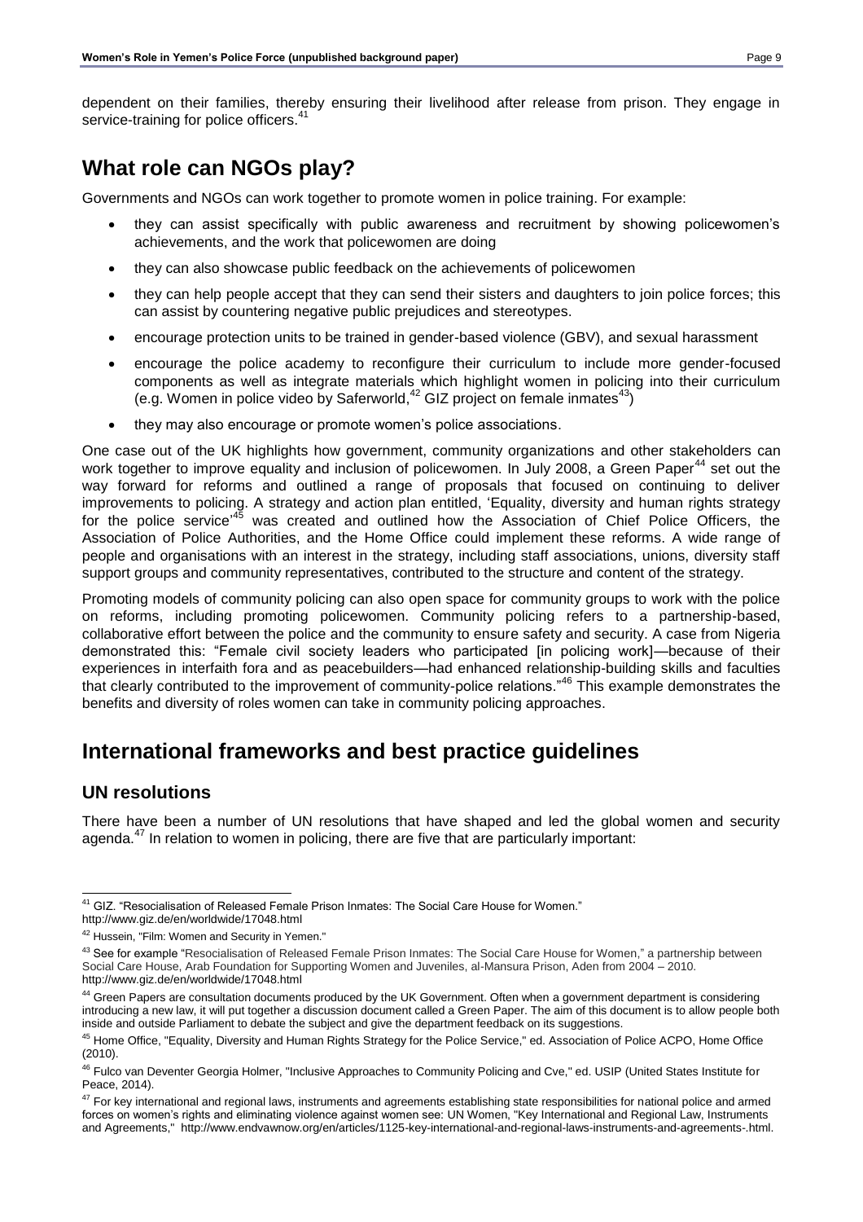dependent on their families, thereby ensuring their livelihood after release from prison. They engage in service-training for police officers.[41]

## What role can NGOs play?

Governments and NGOs can work together to promote women in police training. For example:

- they can assist specifically with public awareness and recruitment by showing policewomen's achievements, and the work that policewomen are doing
- they can also showcase public feedback on the achievements of policewomen
- they can help people accept that they can send their sisters and daughters to join police forces; this can assist by countering negative public prejudices and stereotypes.
- encourage protection units to be trained in gender-based violence (GBV), and sexual harassment
- encourage the police academy to reconfigure their curriculum to include more gender-focused components as well as integrate materials which highlight women in policing into their curriculum (e.g. Women in police video by Saferworld,[42] GIZ project on female inmates[43])
- they may also encourage or promote women's police associations.

One case out of the UK highlights how government, community organizations and other stakeholders can work together to improve equality and inclusion of policewomen. In July 2008, a Green Paper[44] set out the way forward for reforms and outlined a range of proposals that focused on continuing to deliver improvements to policing. A strategy and action plan entitled, 'Equality, diversity and human rights strategy for the police service'[45] was created and outlined how the Association of Chief Police Officers, the Association of Police Authorities, and the Home Office could implement these reforms. A wide range of people and organisations with an interest in the strategy, including staff associations, unions, diversity staff support groups and community representatives, contributed to the structure and content of the strategy.

Promoting models of community policing can also open space for community groups to work with the police on reforms, including promoting policewomen. Community policing refers to a partnership-based, collaborative effort between the police and the community to ensure safety and security. A case from Nigeria demonstrated this: "Female civil society leaders who participated [in policing work]—because of their experiences in interfaith fora and as peacebuilders—had enhanced relationship-building skills and faculties that clearly contributed to the improvement of community-police relations."[46] This example demonstrates the benefits and diversity of roles women can take in community policing approaches.

## International frameworks and best practice guidelines

### UN resolutions

There have been a number of UN resolutions that have shaped and led the global women and security agenda.[47] In relation to women in policing, there are five that are particularly important:

---

[41] GIZ. "Resocialisation of Released Female Prison Inmates: The Social Care House for Women." http://www.giz.de/en/worldwide/17048.html

[42] Hussein, "Film: Women and Security in Yemen."

[43] See for example "Resocialisation of Released Female Prison Inmates: The Social Care House for Women," a partnership between Social Care House, Arab Foundation for Supporting Women and Juveniles, al-Mansura Prison, Aden from 2004 – 2010. http://www.giz.de/en/worldwide/17048.html

[44] Green Papers are consultation documents produced by the UK Government. Often when a government department is considering introducing a new law, it will put together a discussion document called a Green Paper. The aim of this document is to allow people both inside and outside Parliament to debate the subject and give the department feedback on its suggestions.

[45] Home Office, "Equality, Diversity and Human Rights Strategy for the Police Service," ed. Association of Police ACPO, Home Office (2010).

[46] Fulco van Deventer Georgia Holmer, "Inclusive Approaches to Community Policing and Cve," ed. USIP (United States Institute for Peace, 2014).

[47] For key international and regional laws, instruments and agreements establishing state responsibilities for national police and armed forces on women's rights and eliminating violence against women see: UN Women, "Key International and Regional Law, Instruments and Agreements," http://www.endvawnow.org/en/articles/1125-key-international-and-regional-laws-instruments-and-agreements-.html.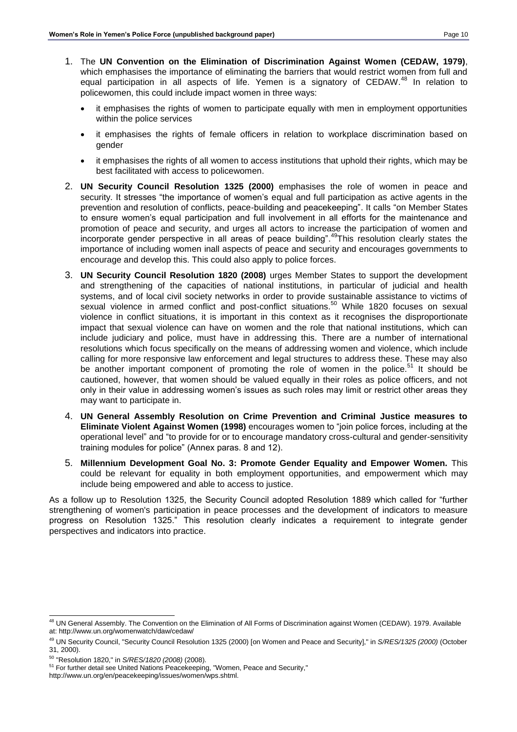1. The **UN Convention on the Elimination of Discrimination Against Women (CEDAW, 1979)**, which emphasises the importance of eliminating the barriers that would restrict women from full and equal participation in all aspects of life. Yemen is a signatory of CEDAW.[48] In relation to policewomen, this could include impact women in three ways:

   - it emphasises the rights of women to participate equally with men in employment opportunities within the police services
   - it emphasises the rights of female officers in relation to workplace discrimination based on gender
   - it emphasises the rights of all women to access institutions that uphold their rights, which may be best facilitated with access to policewomen.

2. **UN Security Council Resolution 1325 (2000)** emphasises the role of women in peace and security. It stresses "the importance of women's equal and full participation as active agents in the prevention and resolution of conflicts, peace-building and peacekeeping". It calls "on Member States to ensure women's equal participation and full involvement in all efforts for the maintenance and promotion of peace and security, and urges all actors to increase the participation of women and incorporate gender perspective in all areas of peace building".[49]This resolution clearly states the importance of including women inall aspects of peace and security and encourages governments to encourage and develop this. This could also apply to police forces.

3. **UN Security Council Resolution 1820 (2008)** urges Member States to support the development and strengthening of the capacities of national institutions, in particular of judicial and health systems, and of local civil society networks in order to provide sustainable assistance to victims of sexual violence in armed conflict and post-conflict situations.[50] While 1820 focuses on sexual violence in conflict situations, it is important in this context as it recognises the disproportionate impact that sexual violence can have on women and the role that national institutions, which can include judiciary and police, must have in addressing this. There are a number of international resolutions which focus specifically on the means of addressing women and violence, which include calling for more responsive law enforcement and legal structures to address these. These may also be another important component of promoting the role of women in the police.[51] It should be cautioned, however, that women should be valued equally in their roles as police officers, and not only in their value in addressing women's issues as such roles may limit or restrict other areas they may want to participate in.

4. **UN General Assembly Resolution on Crime Prevention and Criminal Justice measures to Eliminate Violent Against Women (1998)** encourages women to "join police forces, including at the operational level" and "to provide for or to encourage mandatory cross-cultural and gender-sensitivity training modules for police" (Annex paras. 8 and 12).

5. **Millennium Development Goal No. 3: Promote Gender Equality and Empower Women.** This could be relevant for equality in both employment opportunities, and empowerment which may include being empowered and able to access to justice.

As a follow up to Resolution 1325, the Security Council adopted Resolution 1889 which called for "further strengthening of women's participation in peace processes and the development of indicators to measure progress on Resolution 1325." This resolution clearly indicates a requirement to integrate gender perspectives and indicators into practice.

---

[48] UN General Assembly. The Convention on the Elimination of All Forms of Discrimination against Women (CEDAW). 1979. Available at: http://www.un.org/womenwatch/daw/cedaw/

[49] UN Security Council, "Security Council Resolution 1325 (2000) [on Women and Peace and Security]," in *S/RES/1325 (2000)* (October 31, 2000).

[50] "Resolution 1820," in *S/RES/1820 (2008)* (2008).

[51] For further detail see United Nations Peacekeeping, "Women, Peace and Security," http://www.un.org/en/peacekeeping/issues/women/wps.shtml.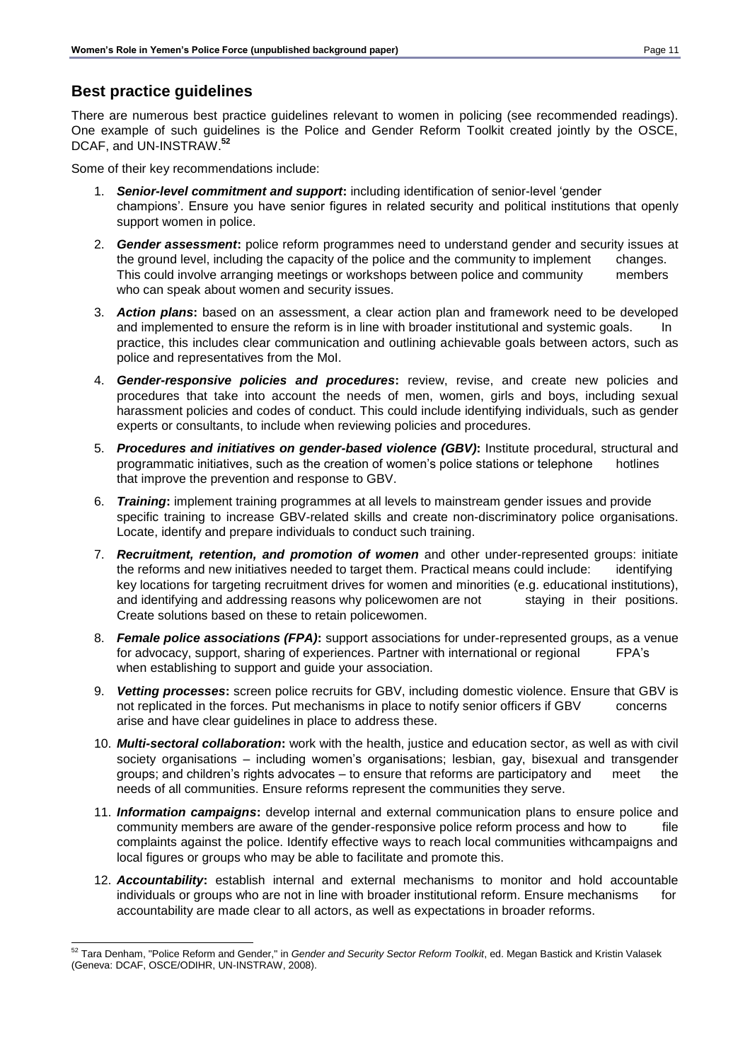## Best practice guidelines

There are numerous best practice guidelines relevant to women in policing (see recommended readings). One example of such guidelines is the Police and Gender Reform Toolkit created jointly by the OSCE, DCAF, and UN-INSTRAW.[52]

Some of their key recommendations include:

1. ***Senior-level commitment and support*:** including identification of senior-level 'gender champions'. Ensure you have senior figures in related security and political institutions that openly support women in police.
2. ***Gender assessment*:** police reform programmes need to understand gender and security issues at the ground level, including the capacity of the police and the community to implement changes. This could involve arranging meetings or workshops between police and community members who can speak about women and security issues.
3. ***Action plans*:** based on an assessment, a clear action plan and framework need to be developed and implemented to ensure the reform is in line with broader institutional and systemic goals. In practice, this includes clear communication and outlining achievable goals between actors, such as police and representatives from the MoI.
4. ***Gender-responsive policies and procedures*:** review, revise, and create new policies and procedures that take into account the needs of men, women, girls and boys, including sexual harassment policies and codes of conduct. This could include identifying individuals, such as gender experts or consultants, to include when reviewing policies and procedures.
5. ***Procedures and initiatives on gender-based violence (GBV)*:** Institute procedural, structural and programmatic initiatives, such as the creation of women's police stations or telephone hotlines that improve the prevention and response to GBV.
6. ***Training*:** implement training programmes at all levels to mainstream gender issues and provide specific training to increase GBV-related skills and create non-discriminatory police organisations. Locate, identify and prepare individuals to conduct such training.
7. ***Recruitment, retention, and promotion of women*** and other under-represented groups: initiate the reforms and new initiatives needed to target them. Practical means could include: identifying key locations for targeting recruitment drives for women and minorities (e.g. educational institutions), and identifying and addressing reasons why policewomen are not staying in their positions. Create solutions based on these to retain policewomen.
8. ***Female police associations (FPA)*:** support associations for under-represented groups, as a venue for advocacy, support, sharing of experiences. Partner with international or regional FPA's when establishing to support and guide your association.
9. ***Vetting processes*:** screen police recruits for GBV, including domestic violence. Ensure that GBV is not replicated in the forces. Put mechanisms in place to notify senior officers if GBV concerns arise and have clear guidelines in place to address these.
10. ***Multi-sectoral collaboration*:** work with the health, justice and education sector, as well as with civil society organisations – including women's organisations; lesbian, gay, bisexual and transgender groups; and children's rights advocates – to ensure that reforms are participatory and meet the needs of all communities. Ensure reforms represent the communities they serve.
11. ***Information campaigns*:** develop internal and external communication plans to ensure police and community members are aware of the gender-responsive police reform process and how to file complaints against the police. Identify effective ways to reach local communities withcampaigns and local figures or groups who may be able to facilitate and promote this.
12. ***Accountability*:** establish internal and external mechanisms to monitor and hold accountable individuals or groups who are not in line with broader institutional reform. Ensure mechanisms for accountability are made clear to all actors, as well as expectations in broader reforms.

---

[52] Tara Denham, "Police Reform and Gender," in *Gender and Security Sector Reform Toolkit*, ed. Megan Bastick and Kristin Valasek (Geneva: DCAF, OSCE/ODIHR, UN-INSTRAW, 2008).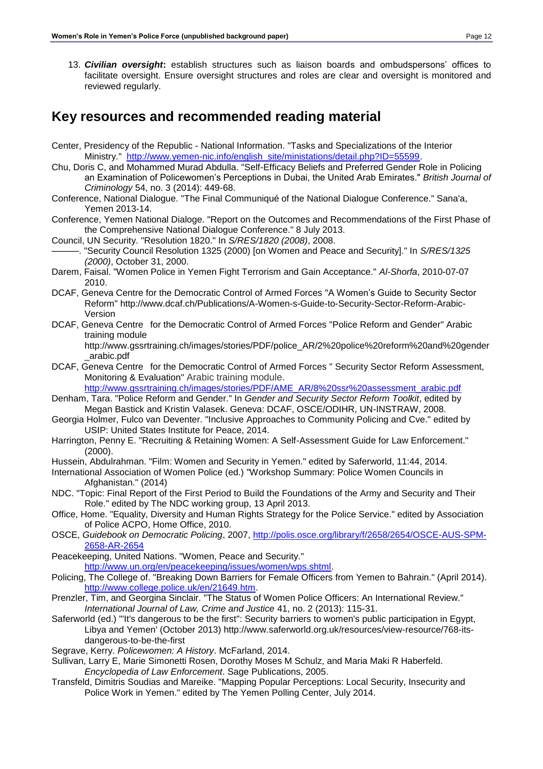13. ***Civilian oversight*:** establish structures such as liaison boards and ombudspersons' offices to facilitate oversight. Ensure oversight structures and roles are clear and oversight is monitored and reviewed regularly.

## Key resources and recommended reading material

Center, Presidency of the Republic - National Information. "Tasks and Specializations of the Interior Ministry." http://www.yemen-nic.info/english_site/ministations/detail.php?ID=55599.

Chu, Doris C, and Mohammed Murad Abdulla. "Self-Efficacy Beliefs and Preferred Gender Role in Policing an Examination of Policewomen's Perceptions in Dubai, the United Arab Emirates." *British Journal of Criminology* 54, no. 3 (2014): 449-68.

Conference, National Dialogue. "The Final Communiqué of the National Dialogue Conference." Sana'a, Yemen 2013-14.

Conference, Yemen National Dialoge. "Report on the Outcomes and Recommendations of the First Phase of the Comprehensive National Dialogue Conference." 8 July 2013.

Council, UN Security. "Resolution 1820." In *S/RES/1820 (2008)*, 2008.

———. "Security Council Resolution 1325 (2000) [on Women and Peace and Security]." In *S/RES/1325 (2000)*, October 31, 2000.

Darem, Faisal. "Women Police in Yemen Fight Terrorism and Gain Acceptance." *Al-Shorfa*, 2010-07-07 2010.

DCAF, Geneva Centre for the Democratic Control of Armed Forces "A Women's Guide to Security Sector Reform" http://www.dcaf.ch/Publications/A-Women-s-Guide-to-Security-Sector-Reform-Arabic-Version

DCAF, Geneva Centre for the Democratic Control of Armed Forces "Police Reform and Gender" Arabic training module http://www.gssrtraining.ch/images/stories/PDF/police_AR/2%20police%20reform%20and%20gender_arabic.pdf

DCAF, Geneva Centre for the Democratic Control of Armed Forces " Security Sector Reform Assessment, Monitoring & Evaluation" Arabic training module. http://www.gssrtraining.ch/images/stories/PDF/AME_AR/8%20ssr%20assessment_arabic.pdf

Denham, Tara. "Police Reform and Gender." In *Gender and Security Sector Reform Toolkit*, edited by Megan Bastick and Kristin Valasek. Geneva: DCAF, OSCE/ODIHR, UN-INSTRAW, 2008.

Georgia Holmer, Fulco van Deventer. "Inclusive Approaches to Community Policing and Cve." edited by USIP: United States Institute for Peace, 2014.

Harrington, Penny E. "Recruiting & Retaining Women: A Self-Assessment Guide for Law Enforcement." (2000).

Hussein, Abdulrahman. "Film: Women and Security in Yemen." edited by Saferworld, 11:44, 2014.

International Association of Women Police (ed.) "Workshop Summary: Police Women Councils in Afghanistan." (2014)

NDC. "Topic: Final Report of the First Period to Build the Foundations of the Army and Security and Their Role." edited by The NDC working group, 13 April 2013.

Office, Home. "Equality, Diversity and Human Rights Strategy for the Police Service." edited by Association of Police ACPO, Home Office, 2010.

OSCE, *Guidebook on Democratic Policing*, 2007, http://polis.osce.org/library/f/2658/2654/OSCE-AUS-SPM-2658-AR-2654

Peacekeeping, United Nations. "Women, Peace and Security." http://www.un.org/en/peacekeeping/issues/women/wps.shtml.

Policing, The College of. "Breaking Down Barriers for Female Officers from Yemen to Bahrain." (April 2014). http://www.college.police.uk/en/21649.htm.

Prenzler, Tim, and Georgina Sinclair. "The Status of Women Police Officers: An International Review." *International Journal of Law, Crime and Justice* 41, no. 2 (2013): 115-31.

Saferworld (ed.) "'It's dangerous to be the first'': Security barriers to women's public participation in Egypt, Libya and Yemen' (October 2013) http://www.saferworld.org.uk/resources/view-resource/768-its-dangerous-to-be-the-first

Segrave, Kerry. *Policewomen: A History*. McFarland, 2014.

Sullivan, Larry E, Marie Simonetti Rosen, Dorothy Moses M Schulz, and Maria Maki R Haberfeld. *Encyclopedia of Law Enforcement*. Sage Publications, 2005.

Transfeld, Dimitris Soudias and Mareike. "Mapping Popular Perceptions: Local Security, Insecurity and Police Work in Yemen." edited by The Yemen Polling Center, July 2014.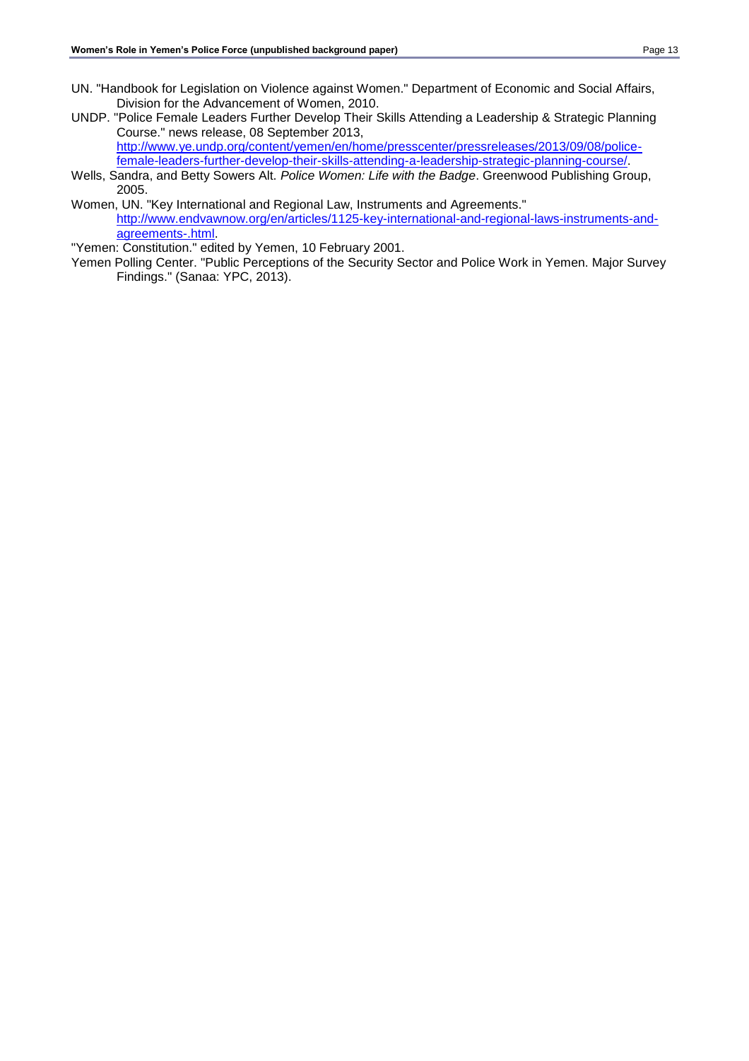UN. "Handbook for Legislation on Violence against Women." Department of Economic and Social Affairs, Division for the Advancement of Women, 2010.

UNDP. "Police Female Leaders Further Develop Their Skills Attending a Leadership & Strategic Planning Course." news release, 08 September 2013, [http://www.ye.undp.org/content/yemen/en/home/presscenter/pressreleases/2013/09/08/police-female-leaders-further-develop-their-skills-attending-a-leadership-strategic-planning-course/](http://www.ye.undp.org/content/yemen/en/home/presscenter/pressreleases/2013/09/08/police-female-leaders-further-develop-their-skills-attending-a-leadership-strategic-planning-course/).

Wells, Sandra, and Betty Sowers Alt. *Police Women: Life with the Badge*. Greenwood Publishing Group, 2005.

Women, UN. "Key International and Regional Law, Instruments and Agreements." [http://www.endvawnow.org/en/articles/1125-key-international-and-regional-laws-instruments-and-agreements-.html](http://www.endvawnow.org/en/articles/1125-key-international-and-regional-laws-instruments-and-agreements-.html).

"Yemen: Constitution." edited by Yemen, 10 February 2001.

Yemen Polling Center. "Public Perceptions of the Security Sector and Police Work in Yemen. Major Survey Findings." (Sanaa: YPC, 2013).